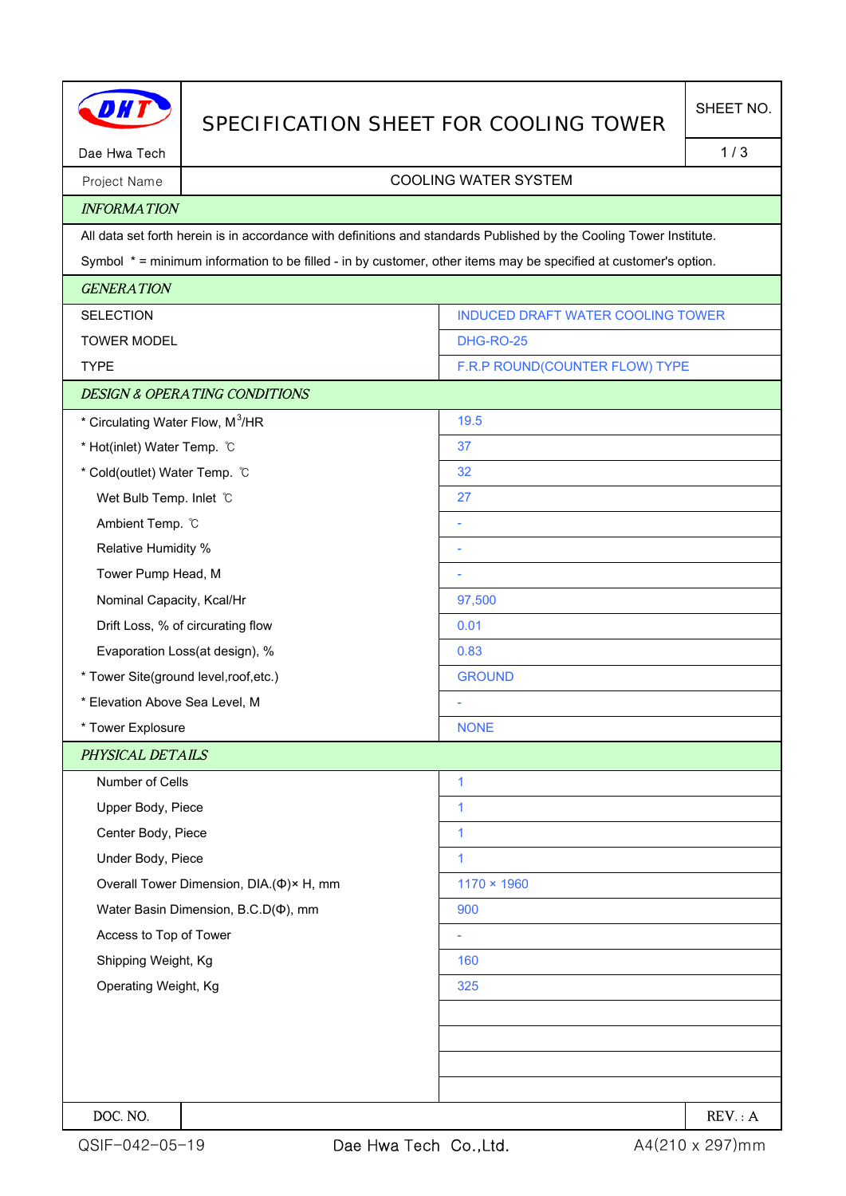Dae Hwa Tech

# SPECIFICATION SHEET FOR COOLING TOWER

SHEET NO. 1 / 3

| Project Name | COOLING WATER SYSTEM |
|---|---|

## *INFORMATION*

All data set forth herein is in accordance with definitions and standards Published by the Cooling Tower Institute.

Symbol * = minimum information to be filled - in by customer, other items may be specified at customer's option.

## *GENERATION*

| | |
|---|---|
| SELECTION | INDUCED DRAFT WATER COOLING TOWER |
| TOWER MODEL | DHG-RO-25 |
| TYPE | F.R.P ROUND(COUNTER FLOW) TYPE |

## *DESIGN & OPERATING CONDITIONS*

| | |
|---|---|
| * Circulating Water Flow, $M^3$/HR | 19.5 |
| * Hot(inlet) Water Temp. ℃ | 37 |
| * Cold(outlet) Water Temp. ℃ | 32 |
| Wet Bulb Temp. Inlet ℃ | 27 |
| Ambient Temp. ℃ | - |
| Relative Humidity % | - |
| Tower Pump Head, M | - |
| Nominal Capacity, Kcal/Hr | 97,500 |
| Drift Loss, % of circurating flow | 0.01 |
| Evaporation Loss(at design), % | 0.83 |
| * Tower Site(ground level,roof,etc.) | GROUND |
| * Elevation Above Sea Level, M | - |
| * Tower Explosure | NONE |

## *PHYSICAL DETAILS*

| | |
|---|---|
| Number of Cells | 1 |
| Upper Body, Piece | 1 |
| Center Body, Piece | 1 |
| Under Body, Piece | 1 |
| Overall Tower Dimension, DIA.(Φ)× H, mm | 1170 × 1960 |
| Water Basin Dimension, B.C.D(Φ), mm | 900 |
| Access to Top of Tower | - |
| Shipping Weight, Kg | 160 |
| Operating Weight, Kg | 325 |

| DOC. NO. | | REV. : A |
|---|---|---|

QSIF-042-05-19 Dae Hwa Tech Co.,Ltd. A4(210 x 297)mm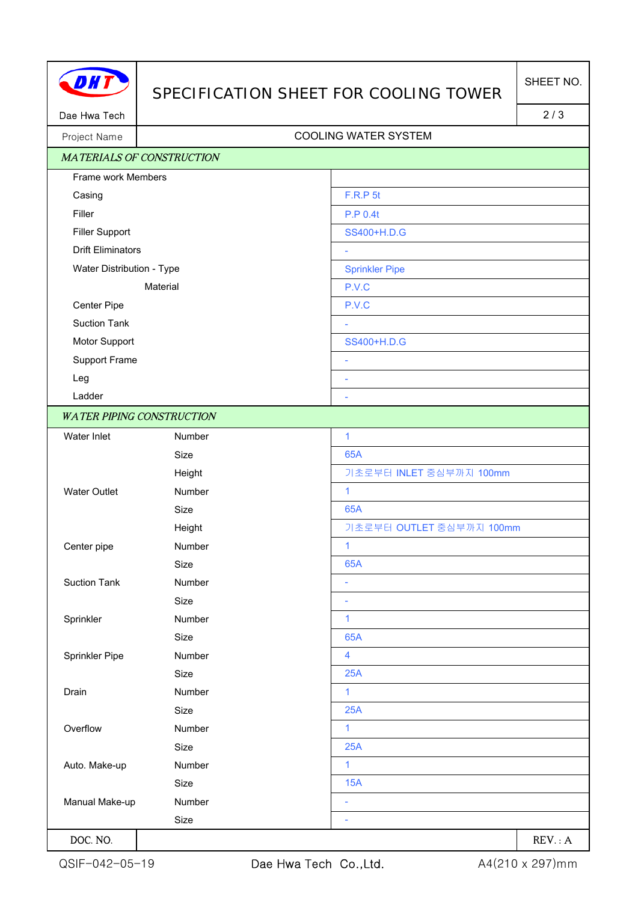# SPECIFICATION SHEET FOR COOLING TOWER

Dae Hwa Tech

SHEET NO. 2 / 3

| Project Name | COOLING WATER SYSTEM |
|---|---|

## *MATERIALS OF CONSTRUCTION*

| Item | Specification |
|---|---|
| Frame work Members | |
| Casing | F.R.P 5t |
| Filler | P.P 0.4t |
| Filler Support | SS400+H.D.G |
| Drift Eliminators | - |
| Water Distribution - Type | Sprinkler Pipe |
| Material | P.V.C |
| Center Pipe | P.V.C |
| Suction Tank | - |
| Motor Support | SS400+H.D.G |
| Support Frame | - |
| Leg | - |
| Ladder | - |

## *WATER PIPING CONSTRUCTION*

| Item | | Specification |
|---|---|---|
| Water Inlet | Number | 1 |
| | Size | 65A |
| | Height | 기초로부터 INLET 중심부까지 100mm |
| Water Outlet | Number | 1 |
| | Size | 65A |
| | Height | 기초로부터 OUTLET 중심부까지 100mm |
| Center pipe | Number | 1 |
| | Size | 65A |
| Suction Tank | Number | - |
| | Size | - |
| Sprinkler | Number | 1 |
| | Size | 65A |
| Sprinkler Pipe | Number | 4 |
| | Size | 25A |
| Drain | Number | 1 |
| | Size | 25A |
| Overflow | Number | 1 |
| | Size | 25A |
| Auto. Make-up | Number | 1 |
| | Size | 15A |
| Manual Make-up | Number | - |
| | Size | - |

| DOC. NO. | | REV. : A |
|---|---|---|

QSIF-042-05-19 Dae Hwa Tech Co.,Ltd. A4(210 x 297)mm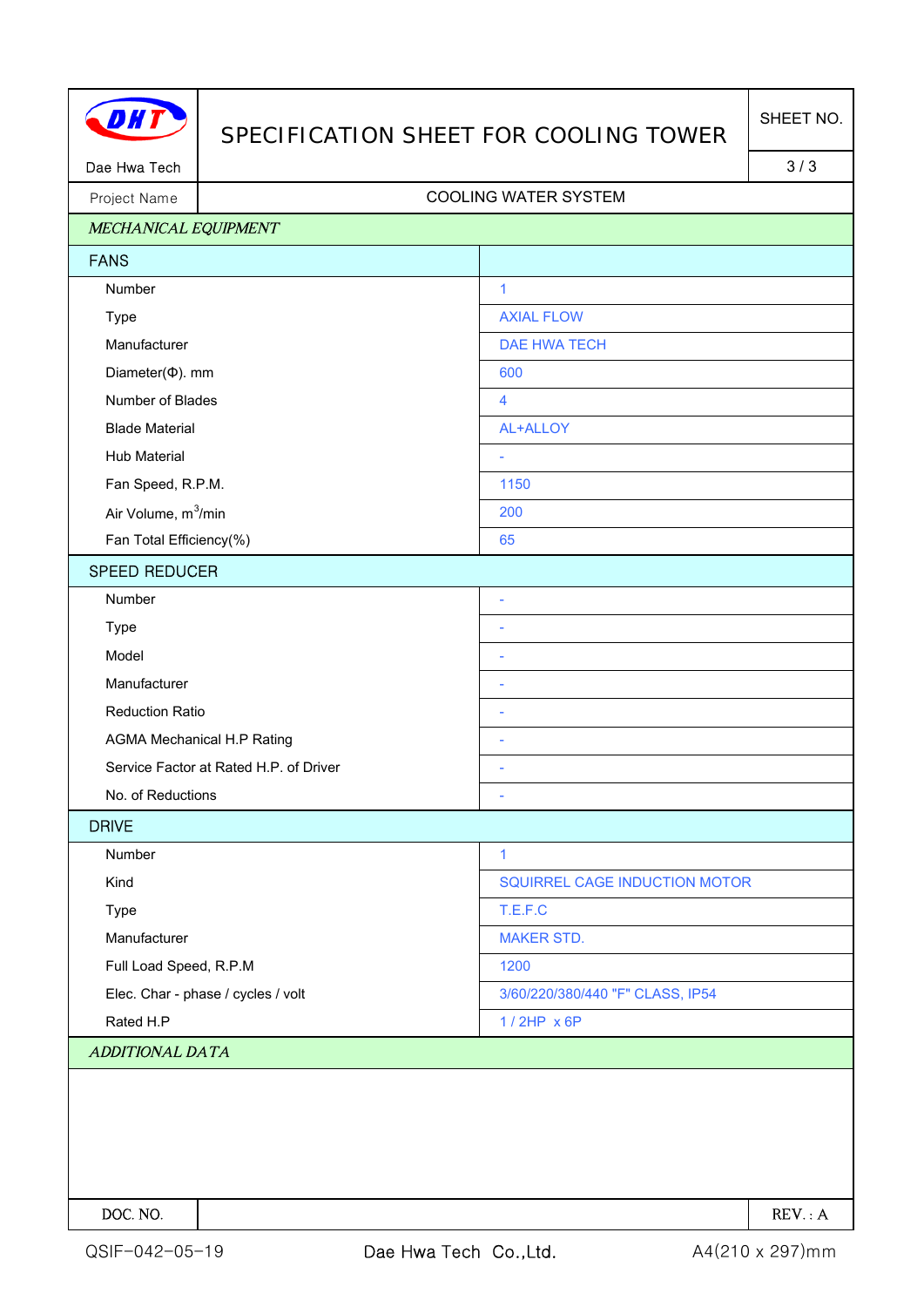Dae Hwa Tech

# SPECIFICATION SHEET FOR COOLING TOWER

SHEET NO. 3 / 3

| Project Name | COOLING WATER SYSTEM |
|---|---|
| *MECHANICAL EQUIPMENT* | |
| **FANS** | |
| Number | 1 |
| Type | AXIAL FLOW |
| Manufacturer | DAE HWA TECH |
| Diameter(Φ). mm | 600 |
| Number of Blades | 4 |
| Blade Material | AL+ALLOY |
| Hub Material | - |
| Fan Speed, R.P.M. | 1150 |
| Air Volume, $m^3$/min | 200 |
| Fan Total Efficiency(%) | 65 |
| **SPEED REDUCER** | |
| Number | - |
| Type | - |
| Model | - |
| Manufacturer | - |
| Reduction Ratio | - |
| AGMA Mechanical H.P Rating | - |
| Service Factor at Rated H.P. of Driver | - |
| No. of Reductions | - |
| **DRIVE** | |
| Number | 1 |
| Kind | SQUIRREL CAGE INDUCTION MOTOR |
| Type | T.E.F.C |
| Manufacturer | MAKER STD. |
| Full Load Speed, R.P.M | 1200 |
| Elec. Char - phase / cycles / volt | 3/60/220/380/440 "F" CLASS, IP54 |
| Rated H.P | 1 / 2HP x 6P |
| *ADDITIONAL DATA* | |

| DOC. NO. | | REV. : A |
|---|---|---|

QSIF-042-05-19 Dae Hwa Tech Co.,Ltd. A4(210 x 297)mm